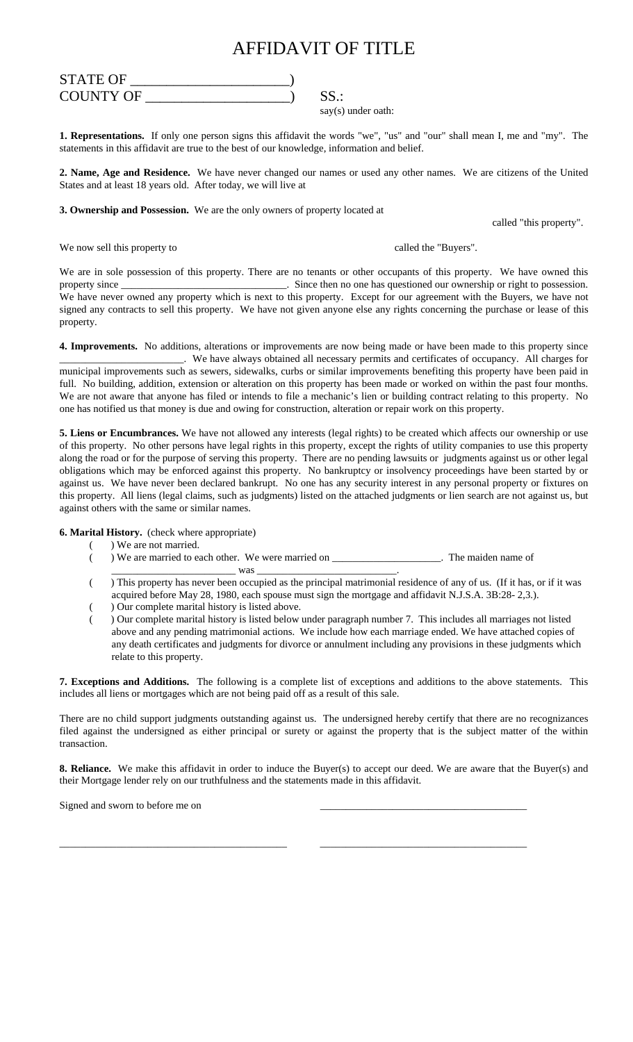# AFFIDAVIT OF TITLE

STATE OF ______________________)
COUNTY OF ____________________) SS.:

say(s) under oath:

**1. Representations.** If only one person signs this affidavit the words "we", "us" and "our" shall mean I, me and "my". The statements in this affidavit are true to the best of our knowledge, information and belief.

**2. Name, Age and Residence.** We have never changed our names or used any other names. We are citizens of the United States and at least 18 years old. After today, we will live at

**3. Ownership and Possession.** We are the only owners of property located at

called "this property".

We now sell this property to called the "Buyers".

We are in sole possession of this property. There are no tenants or other occupants of this property. We have owned this property since _______________________________. Since then no one has questioned our ownership or right to possession. We have never owned any property which is next to this property. Except for our agreement with the Buyers, we have not signed any contracts to sell this property. We have not given anyone else any rights concerning the purchase or lease of this property.

**4. Improvements.** No additions, alterations or improvements are now being made or have been made to this property since _______________________. We have always obtained all necessary permits and certificates of occupancy. All charges for municipal improvements such as sewers, sidewalks, curbs or similar improvements benefiting this property have been paid in full. No building, addition, extension or alteration on this property has been made or worked on within the past four months. We are not aware that anyone has filed or intends to file a mechanic's lien or building contract relating to this property. No one has notified us that money is due and owing for construction, alteration or repair work on this property.

**5. Liens or Encumbrances.** We have not allowed any interests (legal rights) to be created which affects our ownership or use of this property. No other persons have legal rights in this property, except the rights of utility companies to use this property along the road or for the purpose of serving this property. There are no pending lawsuits or judgments against us or other legal obligations which may be enforced against this property. No bankruptcy or insolvency proceedings have been started by or against us. We have never been declared bankrupt. No one has any security interest in any personal property or fixtures on this property. All liens (legal claims, such as judgments) listed on the attached judgments or lien search are not against us, but against others with the same or similar names.

**6. Marital History.** (check where appropriate)

( ) We are not married.

( ) We are married to each other. We were married on ____________________. The maiden name of _______________________ was __________________________.

( ) This property has never been occupied as the principal matrimonial residence of any of us. (If it has, or if it was acquired before May 28, 1980, each spouse must sign the mortgage and affidavit N.J.S.A. 3B:28- 2,3.).

( ) Our complete marital history is listed above.

( ) Our complete marital history is listed below under paragraph number 7. This includes all marriages not listed above and any pending matrimonial actions. We include how each marriage ended. We have attached copies of any death certificates and judgments for divorce or annulment including any provisions in these judgments which relate to this property.

**7. Exceptions and Additions.** The following is a complete list of exceptions and additions to the above statements. This includes all liens or mortgages which are not being paid off as a result of this sale.

There are no child support judgments outstanding against us. The undersigned hereby certify that there are no recognizances filed against the undersigned as either principal or surety or against the property that is the subject matter of the within transaction.

**8. Reliance.** We make this affidavit in order to induce the Buyer(s) to accept our deed. We are aware that the Buyer(s) and their Mortgage lender rely on our truthfulness and the statements made in this affidavit.

Signed and sworn to before me on ______________________________________

__________________________________________ ______________________________________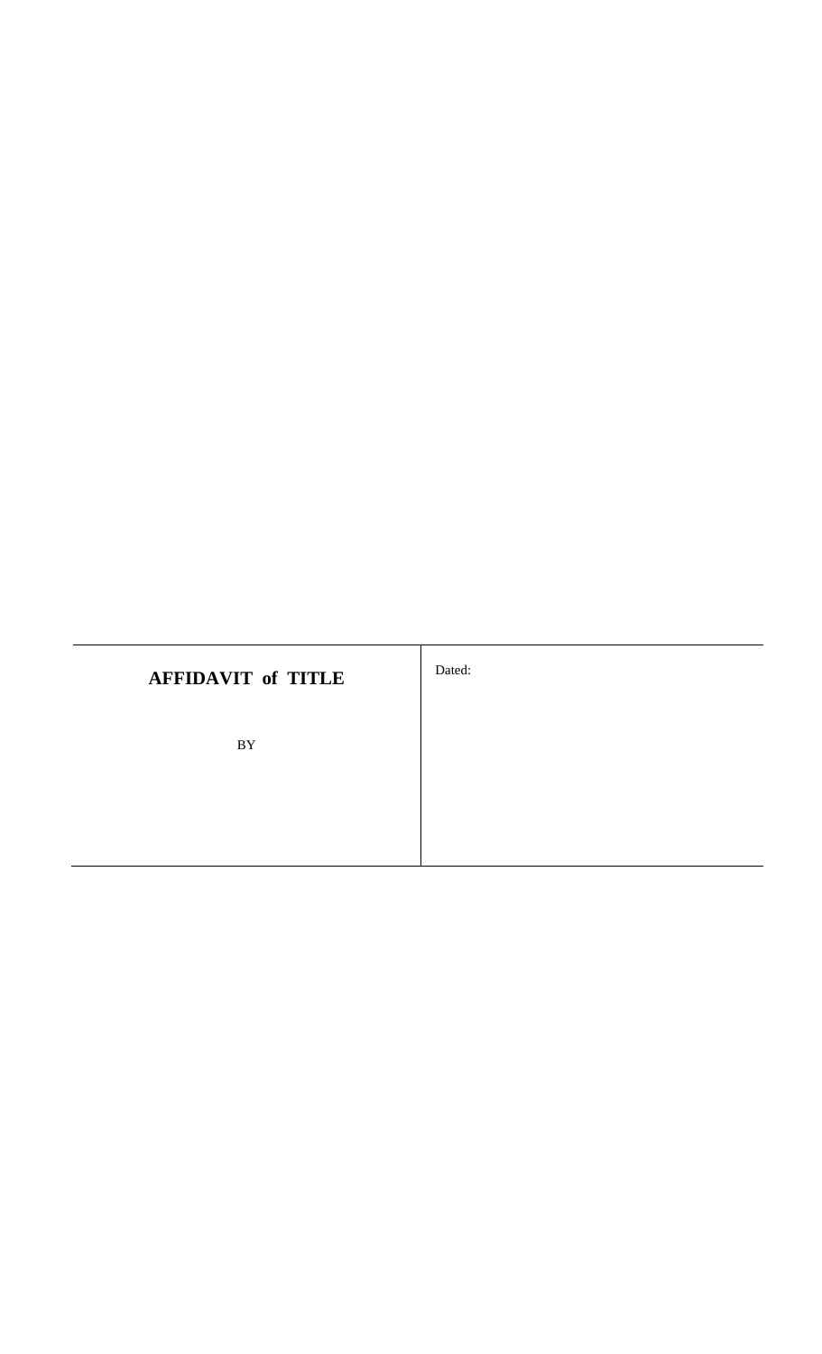| | |
|---|---|
| **AFFIDAVIT of TITLE**<br><br>BY | Dated: |